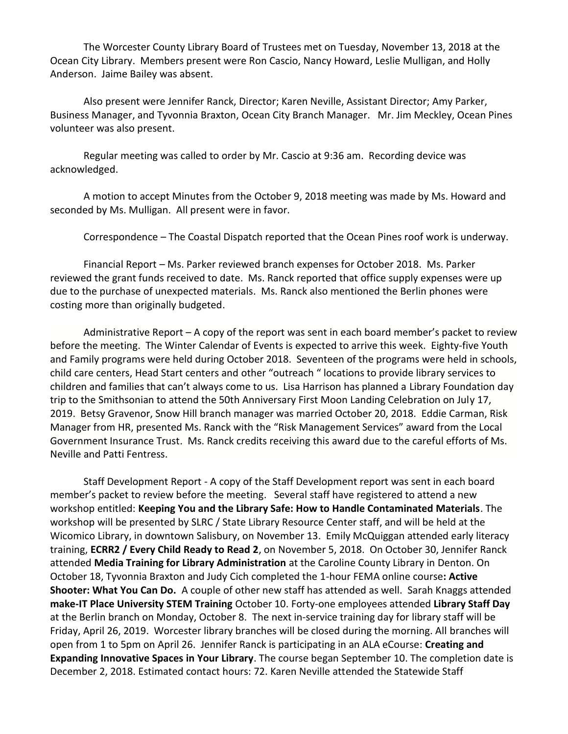The Worcester County Library Board of Trustees met on Tuesday, November 13, 2018 at the Ocean City Library. Members present were Ron Cascio, Nancy Howard, Leslie Mulligan, and Holly Anderson. Jaime Bailey was absent.

Also present were Jennifer Ranck, Director; Karen Neville, Assistant Director; Amy Parker, Business Manager, and Tyvonnia Braxton, Ocean City Branch Manager. Mr. Jim Meckley, Ocean Pines volunteer was also present.

Regular meeting was called to order by Mr. Cascio at 9:36 am. Recording device was acknowledged.

A motion to accept Minutes from the October 9, 2018 meeting was made by Ms. Howard and seconded by Ms. Mulligan. All present were in favor.

Correspondence – The Coastal Dispatch reported that the Ocean Pines roof work is underway.

Financial Report – Ms. Parker reviewed branch expenses for October 2018. Ms. Parker reviewed the grant funds received to date. Ms. Ranck reported that office supply expenses were up due to the purchase of unexpected materials. Ms. Ranck also mentioned the Berlin phones were costing more than originally budgeted.

Administrative Report – A copy of the report was sent in each board member's packet to review before the meeting. The Winter Calendar of Events is expected to arrive this week. Eighty-five Youth and Family programs were held during October 2018. Seventeen of the programs were held in schools, child care centers, Head Start centers and other "outreach " locations to provide library services to children and families that can't always come to us. Lisa Harrison has planned a Library Foundation day trip to the Smithsonian to attend the 50th Anniversary First Moon Landing Celebration on July 17, 2019. Betsy Gravenor, Snow Hill branch manager was married October 20, 2018. Eddie Carman, Risk Manager from HR, presented Ms. Ranck with the "Risk Management Services" award from the Local Government Insurance Trust. Ms. Ranck credits receiving this award due to the careful efforts of Ms. Neville and Patti Fentress.

Staff Development Report - A copy of the Staff Development report was sent in each board member's packet to review before the meeting. Several staff have registered to attend a new workshop entitled: **Keeping You and the Library Safe: How to Handle Contaminated Materials**. The workshop will be presented by SLRC / State Library Resource Center staff, and will be held at the Wicomico Library, in downtown Salisbury, on November 13. Emily McQuiggan attended early literacy training, **ECRR2 / Every Child Ready to Read 2**, on November 5, 2018. On October 30, Jennifer Ranck attended **Media Training for Library Administration** at the Caroline County Library in Denton. On October 18, Tyvonnia Braxton and Judy Cich completed the 1-hour FEMA online course**: Active Shooter: What You Can Do.** A couple of other new staff has attended as well. Sarah Knaggs attended **make-IT Place University STEM Training** October 10. Forty-one employees attended **Library Staff Day** at the Berlin branch on Monday, October 8. The next in-service training day for library staff will be Friday, April 26, 2019. Worcester library branches will be closed during the morning. All branches will open from 1 to 5pm on April 26. Jennifer Ranck is participating in an ALA eCourse: **Creating and Expanding Innovative Spaces in Your Library**. The course began September 10. The completion date is December 2, 2018. Estimated contact hours: 72. Karen Neville attended the Statewide Staff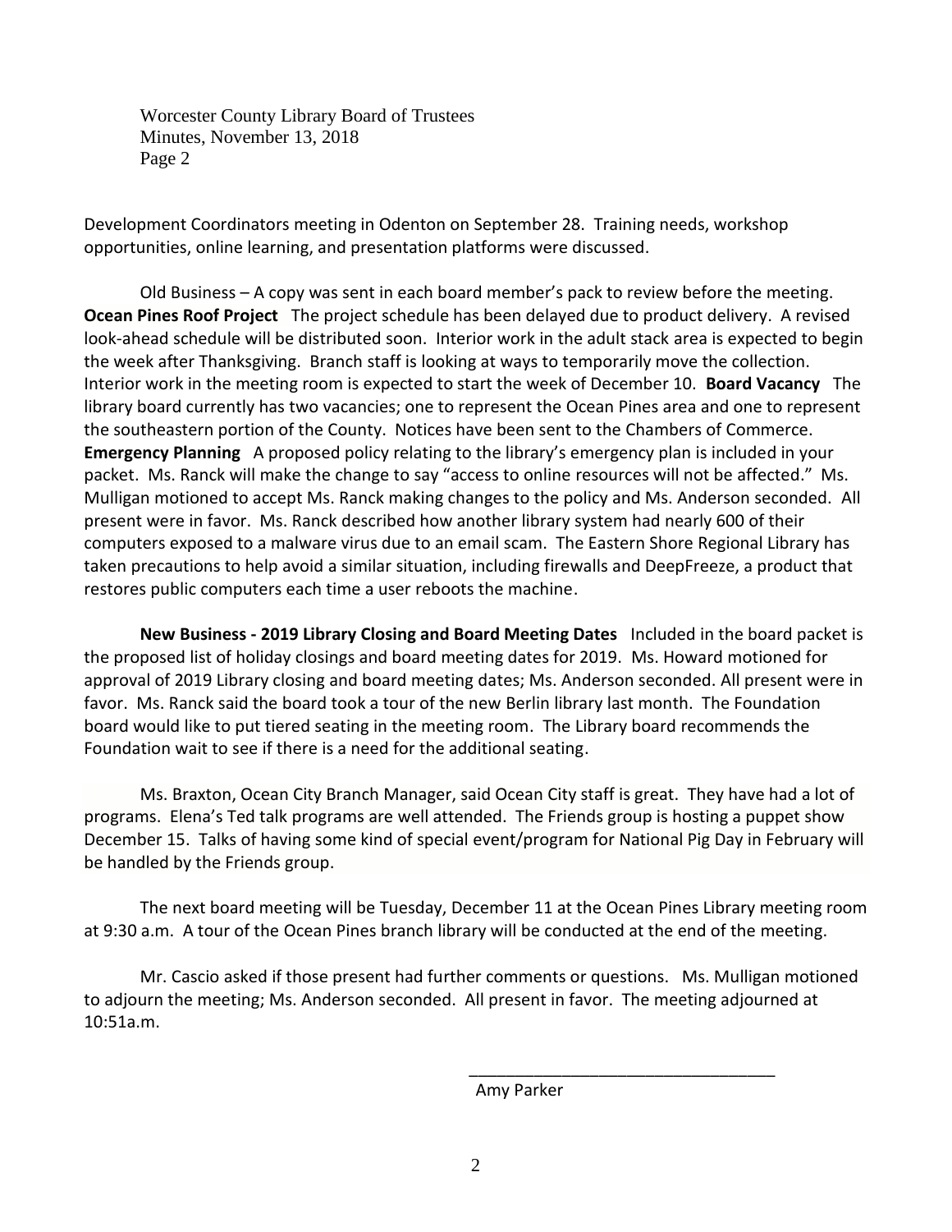Development Coordinators meeting in Odenton on September 28. Training needs, workshop opportunities, online learning, and presentation platforms were discussed.

Old Business – A copy was sent in each board member's pack to review before the meeting. **Ocean Pines Roof Project** The project schedule has been delayed due to product delivery. A revised look-ahead schedule will be distributed soon. Interior work in the adult stack area is expected to begin the week after Thanksgiving. Branch staff is looking at ways to temporarily move the collection. Interior work in the meeting room is expected to start the week of December 10. **Board Vacancy** The library board currently has two vacancies; one to represent the Ocean Pines area and one to represent the southeastern portion of the County. Notices have been sent to the Chambers of Commerce. **Emergency Planning** A proposed policy relating to the library's emergency plan is included in your packet. Ms. Ranck will make the change to say "access to online resources will not be affected." Ms. Mulligan motioned to accept Ms. Ranck making changes to the policy and Ms. Anderson seconded. All present were in favor. Ms. Ranck described how another library system had nearly 600 of their computers exposed to a malware virus due to an email scam. The Eastern Shore Regional Library has taken precautions to help avoid a similar situation, including firewalls and DeepFreeze, a product that restores public computers each time a user reboots the machine.

**New Business - 2019 Library Closing and Board Meeting Dates** Included in the board packet is the proposed list of holiday closings and board meeting dates for 2019. Ms. Howard motioned for approval of 2019 Library closing and board meeting dates; Ms. Anderson seconded. All present were in favor. Ms. Ranck said the board took a tour of the new Berlin library last month. The Foundation board would like to put tiered seating in the meeting room. The Library board recommends the Foundation wait to see if there is a need for the additional seating.

Ms. Braxton, Ocean City Branch Manager, said Ocean City staff is great. They have had a lot of programs. Elena's Ted talk programs are well attended. The Friends group is hosting a puppet show December 15. Talks of having some kind of special event/program for National Pig Day in February will be handled by the Friends group.

The next board meeting will be Tuesday, December 11 at the Ocean Pines Library meeting room at 9:30 a.m. A tour of the Ocean Pines branch library will be conducted at the end of the meeting.

Mr. Cascio asked if those present had further comments or questions. Ms. Mulligan motioned to adjourn the meeting; Ms. Anderson seconded. All present in favor. The meeting adjourned at 10:51a.m.

\_\_\_\_\_\_\_\_\_\_\_\_\_\_\_\_\_\_\_\_\_\_\_\_\_\_\_\_\_\_\_\_\_\_

Amy Parker